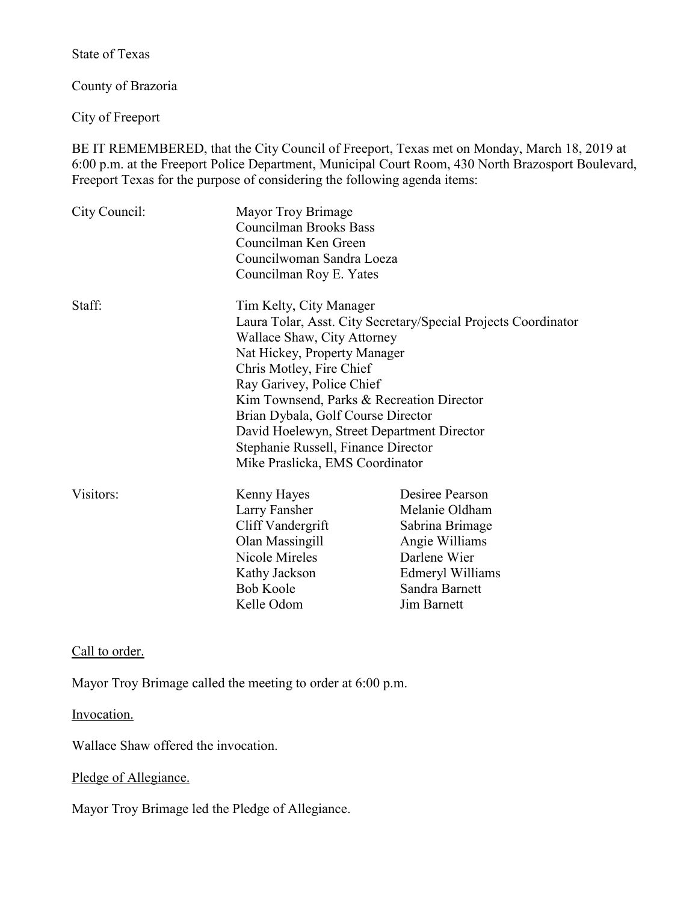State of Texas

County of Brazoria

City of Freeport

BE IT REMEMBERED, that the City Council of Freeport, Texas met on Monday, March 18, 2019 at 6:00 p.m. at the Freeport Police Department, Municipal Court Room, 430 North Brazosport Boulevard, Freeport Texas for the purpose of considering the following agenda items:

City Council:

Mayor Troy Brimage
Councilman Brooks Bass
Councilman Ken Green
Councilwoman Sandra Loeza
Councilman Roy E. Yates

Staff:

Tim Kelty, City Manager
Laura Tolar, Asst. City Secretary/Special Projects Coordinator
Wallace Shaw, City Attorney
Nat Hickey, Property Manager
Chris Motley, Fire Chief
Ray Garivey, Police Chief
Kim Townsend, Parks & Recreation Director
Brian Dybala, Golf Course Director
David Hoelewyn, Street Department Director
Stephanie Russell, Finance Director
Mike Praslicka, EMS Coordinator

Visitors:

| | |
|---|---|
| Kenny Hayes | Desiree Pearson |
| Larry Fansher | Melanie Oldham |
| Cliff Vandergrift | Sabrina Brimage |
| Olan Massingill | Angie Williams |
| Nicole Mireles | Darlene Wier |
| Kathy Jackson | Edmeryl Williams |
| Bob Koole | Sandra Barnett |
| Kelle Odom | Jim Barnett |

Call to order.

Mayor Troy Brimage called the meeting to order at 6:00 p.m.

Invocation.

Wallace Shaw offered the invocation.

Pledge of Allegiance.

Mayor Troy Brimage led the Pledge of Allegiance.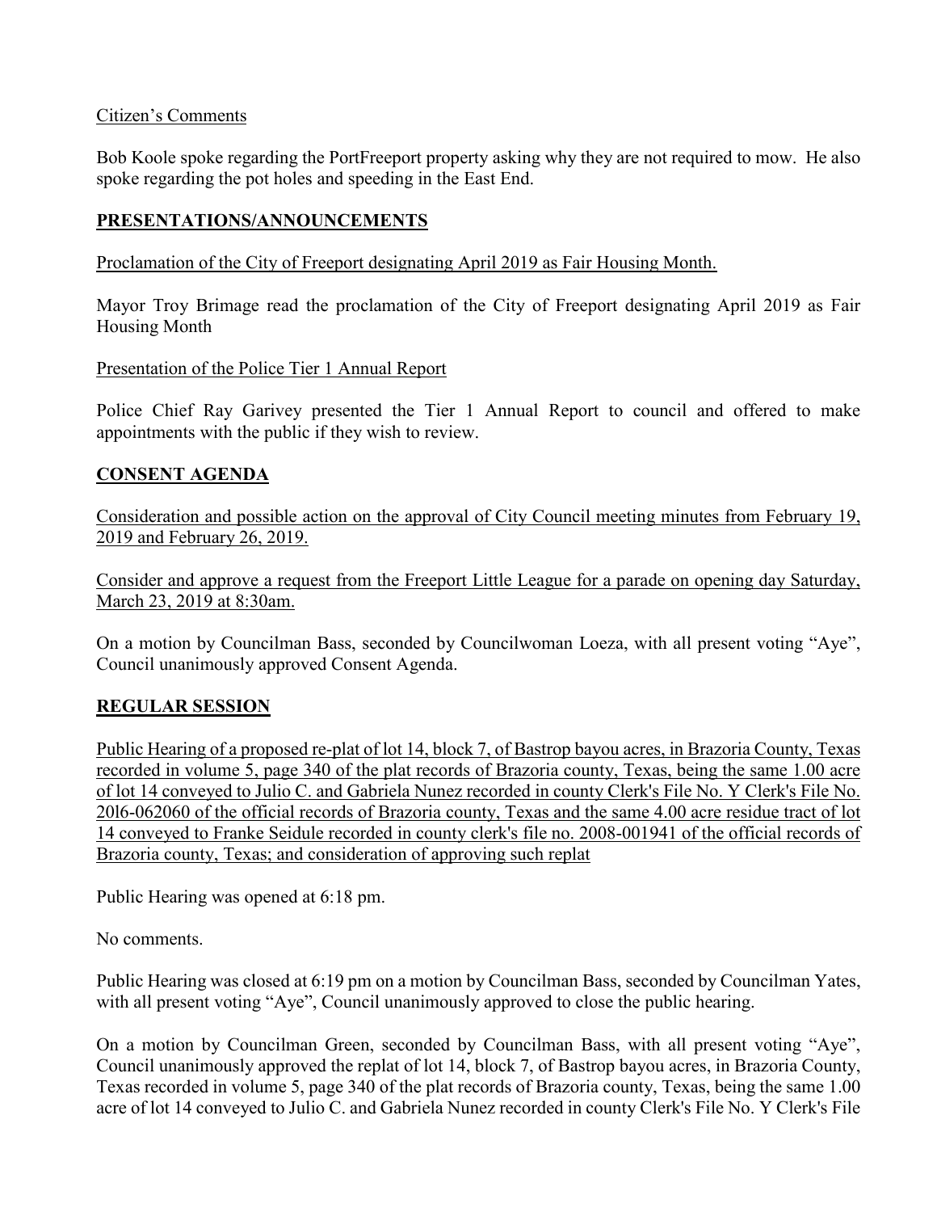Citizen's Comments

Bob Koole spoke regarding the PortFreeport property asking why they are not required to mow. He also spoke regarding the pot holes and speeding in the East End.

## PRESENTATIONS/ANNOUNCEMENTS

Proclamation of the City of Freeport designating April 2019 as Fair Housing Month.

Mayor Troy Brimage read the proclamation of the City of Freeport designating April 2019 as Fair Housing Month

Presentation of the Police Tier 1 Annual Report

Police Chief Ray Garivey presented the Tier 1 Annual Report to council and offered to make appointments with the public if they wish to review.

## CONSENT AGENDA

Consideration and possible action on the approval of City Council meeting minutes from February 19, 2019 and February 26, 2019.

Consider and approve a request from the Freeport Little League for a parade on opening day Saturday, March 23, 2019 at 8:30am.

On a motion by Councilman Bass, seconded by Councilwoman Loeza, with all present voting "Aye", Council unanimously approved Consent Agenda.

## REGULAR SESSION

Public Hearing of a proposed re-plat of lot 14, block 7, of Bastrop bayou acres, in Brazoria County, Texas recorded in volume 5, page 340 of the plat records of Brazoria county, Texas, being the same 1.00 acre of lot 14 conveyed to Julio C. and Gabriela Nunez recorded in county Clerk's File No. Y Clerk's File No. 20l6-062060 of the official records of Brazoria county, Texas and the same 4.00 acre residue tract of lot 14 conveyed to Franke Seidule recorded in county clerk's file no. 2008-001941 of the official records of Brazoria county, Texas; and consideration of approving such replat

Public Hearing was opened at 6:18 pm.

No comments.

Public Hearing was closed at 6:19 pm on a motion by Councilman Bass, seconded by Councilman Yates, with all present voting "Aye", Council unanimously approved to close the public hearing.

On a motion by Councilman Green, seconded by Councilman Bass, with all present voting "Aye", Council unanimously approved the replat of lot 14, block 7, of Bastrop bayou acres, in Brazoria County, Texas recorded in volume 5, page 340 of the plat records of Brazoria county, Texas, being the same 1.00 acre of lot 14 conveyed to Julio C. and Gabriela Nunez recorded in county Clerk's File No. Y Clerk's File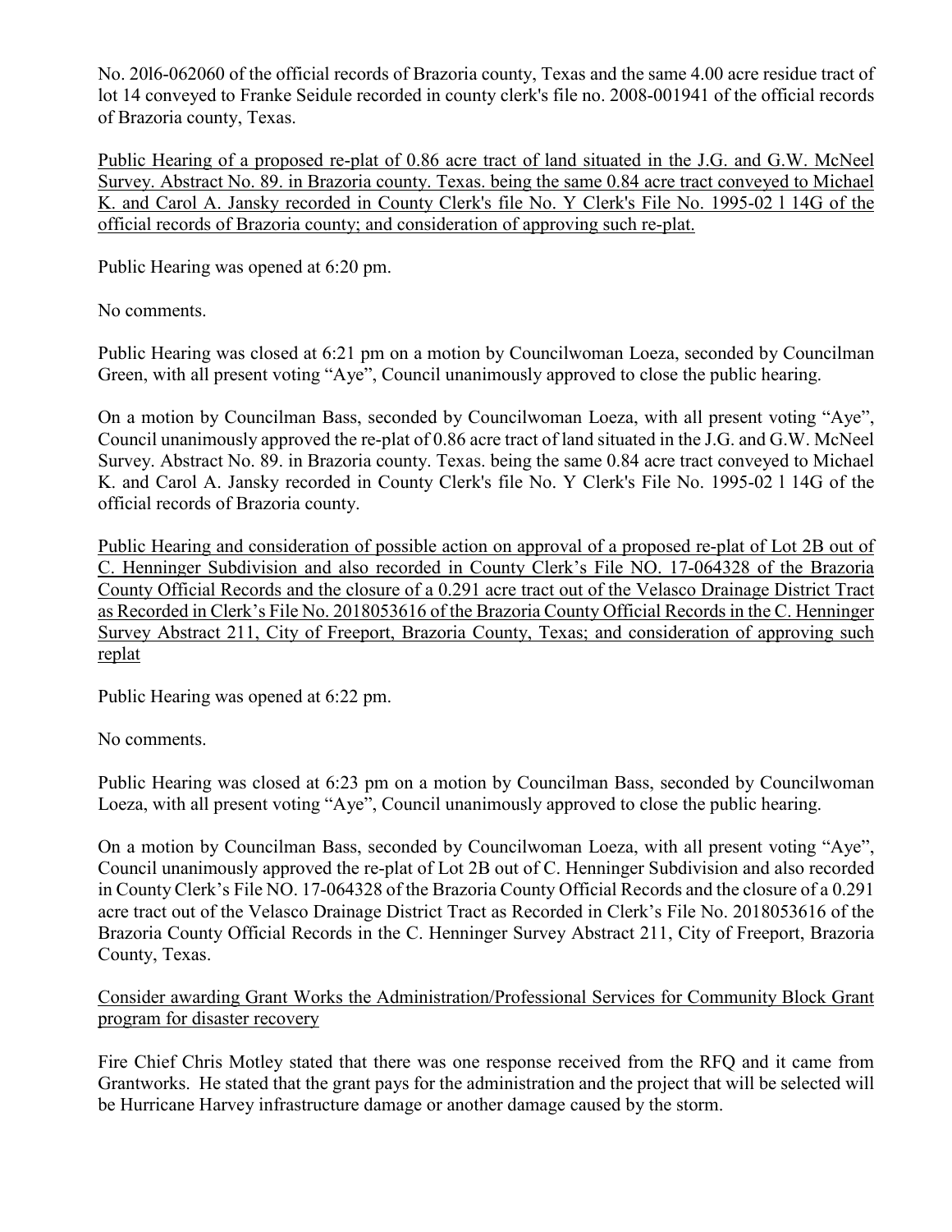No. 20l6-062060 of the official records of Brazoria county, Texas and the same 4.00 acre residue tract of lot 14 conveyed to Franke Seidule recorded in county clerk's file no. 2008-001941 of the official records of Brazoria county, Texas.

<u>Public Hearing of a proposed re-plat of 0.86 acre tract of land situated in the J.G. and G.W. McNeel Survey. Abstract No. 89. in Brazoria county. Texas. being the same 0.84 acre tract conveyed to Michael K. and Carol A. Jansky recorded in County Clerk's file No. Y Clerk's File No. 1995-02 l 14G of the official records of Brazoria county; and consideration of approving such re-plat.</u>

Public Hearing was opened at 6:20 pm.

No comments.

Public Hearing was closed at 6:21 pm on a motion by Councilwoman Loeza, seconded by Councilman Green, with all present voting "Aye", Council unanimously approved to close the public hearing.

On a motion by Councilman Bass, seconded by Councilwoman Loeza, with all present voting "Aye", Council unanimously approved the re-plat of 0.86 acre tract of land situated in the J.G. and G.W. McNeel Survey. Abstract No. 89. in Brazoria county. Texas. being the same 0.84 acre tract conveyed to Michael K. and Carol A. Jansky recorded in County Clerk's file No. Y Clerk's File No. 1995-02 l 14G of the official records of Brazoria county.

<u>Public Hearing and consideration of possible action on approval of a proposed re-plat of Lot 2B out of C. Henninger Subdivision and also recorded in County Clerk's File NO. 17-064328 of the Brazoria County Official Records and the closure of a 0.291 acre tract out of the Velasco Drainage District Tract as Recorded in Clerk's File No. 2018053616 of the Brazoria County Official Records in the C. Henninger Survey Abstract 211, City of Freeport, Brazoria County, Texas; and consideration of approving such replat</u>

Public Hearing was opened at 6:22 pm.

No comments.

Public Hearing was closed at 6:23 pm on a motion by Councilman Bass, seconded by Councilwoman Loeza, with all present voting "Aye", Council unanimously approved to close the public hearing.

On a motion by Councilman Bass, seconded by Councilwoman Loeza, with all present voting "Aye", Council unanimously approved the re-plat of Lot 2B out of C. Henninger Subdivision and also recorded in County Clerk's File NO. 17-064328 of the Brazoria County Official Records and the closure of a 0.291 acre tract out of the Velasco Drainage District Tract as Recorded in Clerk's File No. 2018053616 of the Brazoria County Official Records in the C. Henninger Survey Abstract 211, City of Freeport, Brazoria County, Texas.

<u>Consider awarding Grant Works the Administration/Professional Services for Community Block Grant program for disaster recovery</u>

Fire Chief Chris Motley stated that there was one response received from the RFQ and it came from Grantworks. He stated that the grant pays for the administration and the project that will be selected will be Hurricane Harvey infrastructure damage or another damage caused by the storm.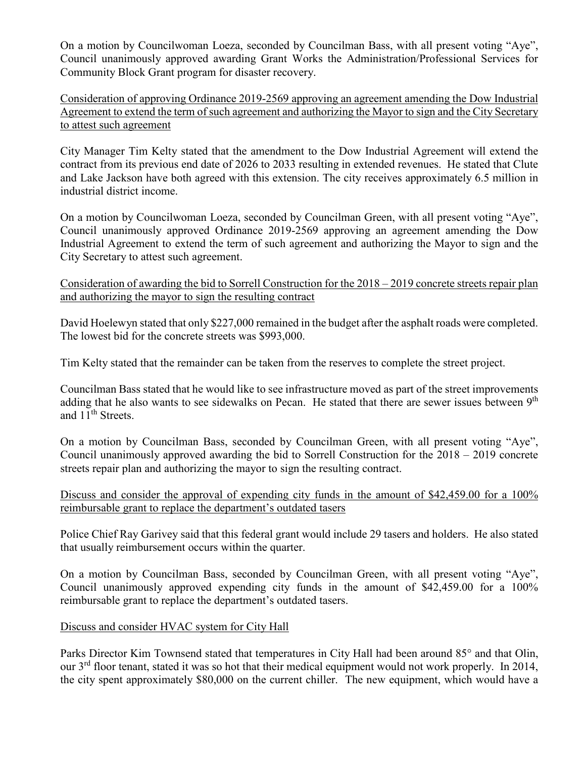On a motion by Councilwoman Loeza, seconded by Councilman Bass, with all present voting "Aye", Council unanimously approved awarding Grant Works the Administration/Professional Services for Community Block Grant program for disaster recovery.

<u>Consideration of approving Ordinance 2019-2569 approving an agreement amending the Dow Industrial Agreement to extend the term of such agreement and authorizing the Mayor to sign and the City Secretary to attest such agreement</u>

City Manager Tim Kelty stated that the amendment to the Dow Industrial Agreement will extend the contract from its previous end date of 2026 to 2033 resulting in extended revenues. He stated that Clute and Lake Jackson have both agreed with this extension. The city receives approximately 6.5 million in industrial district income.

On a motion by Councilwoman Loeza, seconded by Councilman Green, with all present voting "Aye", Council unanimously approved Ordinance 2019-2569 approving an agreement amending the Dow Industrial Agreement to extend the term of such agreement and authorizing the Mayor to sign and the City Secretary to attest such agreement.

<u>Consideration of awarding the bid to Sorrell Construction for the 2018 – 2019 concrete streets repair plan and authorizing the mayor to sign the resulting contract</u>

David Hoelewyn stated that only $227,000 remained in the budget after the asphalt roads were completed. The lowest bid for the concrete streets was $993,000.

Tim Kelty stated that the remainder can be taken from the reserves to complete the street project.

Councilman Bass stated that he would like to see infrastructure moved as part of the street improvements adding that he also wants to see sidewalks on Pecan. He stated that there are sewer issues between 9th and 11th Streets.

On a motion by Councilman Bass, seconded by Councilman Green, with all present voting "Aye", Council unanimously approved awarding the bid to Sorrell Construction for the 2018 – 2019 concrete streets repair plan and authorizing the mayor to sign the resulting contract.

<u>Discuss and consider the approval of expending city funds in the amount of $42,459.00 for a 100% reimbursable grant to replace the department's outdated tasers</u>

Police Chief Ray Garivey said that this federal grant would include 29 tasers and holders. He also stated that usually reimbursement occurs within the quarter.

On a motion by Councilman Bass, seconded by Councilman Green, with all present voting "Aye", Council unanimously approved expending city funds in the amount of $42,459.00 for a 100% reimbursable grant to replace the department's outdated tasers.

<u>Discuss and consider HVAC system for City Hall</u>

Parks Director Kim Townsend stated that temperatures in City Hall had been around 85° and that Olin, our 3rd floor tenant, stated it was so hot that their medical equipment would not work properly. In 2014, the city spent approximately $80,000 on the current chiller. The new equipment, which would have a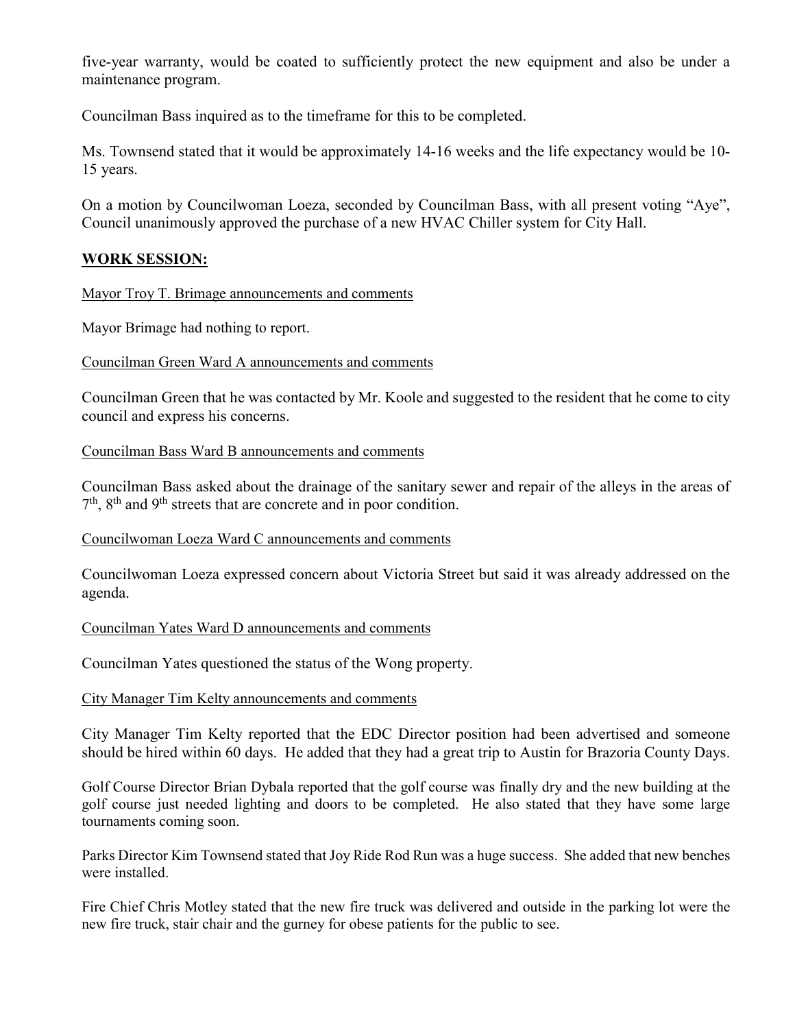five-year warranty, would be coated to sufficiently protect the new equipment and also be under a maintenance program.

Councilman Bass inquired as to the timeframe for this to be completed.

Ms. Townsend stated that it would be approximately 14-16 weeks and the life expectancy would be 10-15 years.

On a motion by Councilwoman Loeza, seconded by Councilman Bass, with all present voting "Aye", Council unanimously approved the purchase of a new HVAC Chiller system for City Hall.

**WORK SESSION:**

Mayor Troy T. Brimage announcements and comments

Mayor Brimage had nothing to report.

Councilman Green Ward A announcements and comments

Councilman Green that he was contacted by Mr. Koole and suggested to the resident that he come to city council and express his concerns.

Councilman Bass Ward B announcements and comments

Councilman Bass asked about the drainage of the sanitary sewer and repair of the alleys in the areas of 7th, 8th and 9th streets that are concrete and in poor condition.

Councilwoman Loeza Ward C announcements and comments

Councilwoman Loeza expressed concern about Victoria Street but said it was already addressed on the agenda.

Councilman Yates Ward D announcements and comments

Councilman Yates questioned the status of the Wong property.

City Manager Tim Kelty announcements and comments

City Manager Tim Kelty reported that the EDC Director position had been advertised and someone should be hired within 60 days. He added that they had a great trip to Austin for Brazoria County Days.

Golf Course Director Brian Dybala reported that the golf course was finally dry and the new building at the golf course just needed lighting and doors to be completed. He also stated that they have some large tournaments coming soon.

Parks Director Kim Townsend stated that Joy Ride Rod Run was a huge success. She added that new benches were installed.

Fire Chief Chris Motley stated that the new fire truck was delivered and outside in the parking lot were the new fire truck, stair chair and the gurney for obese patients for the public to see.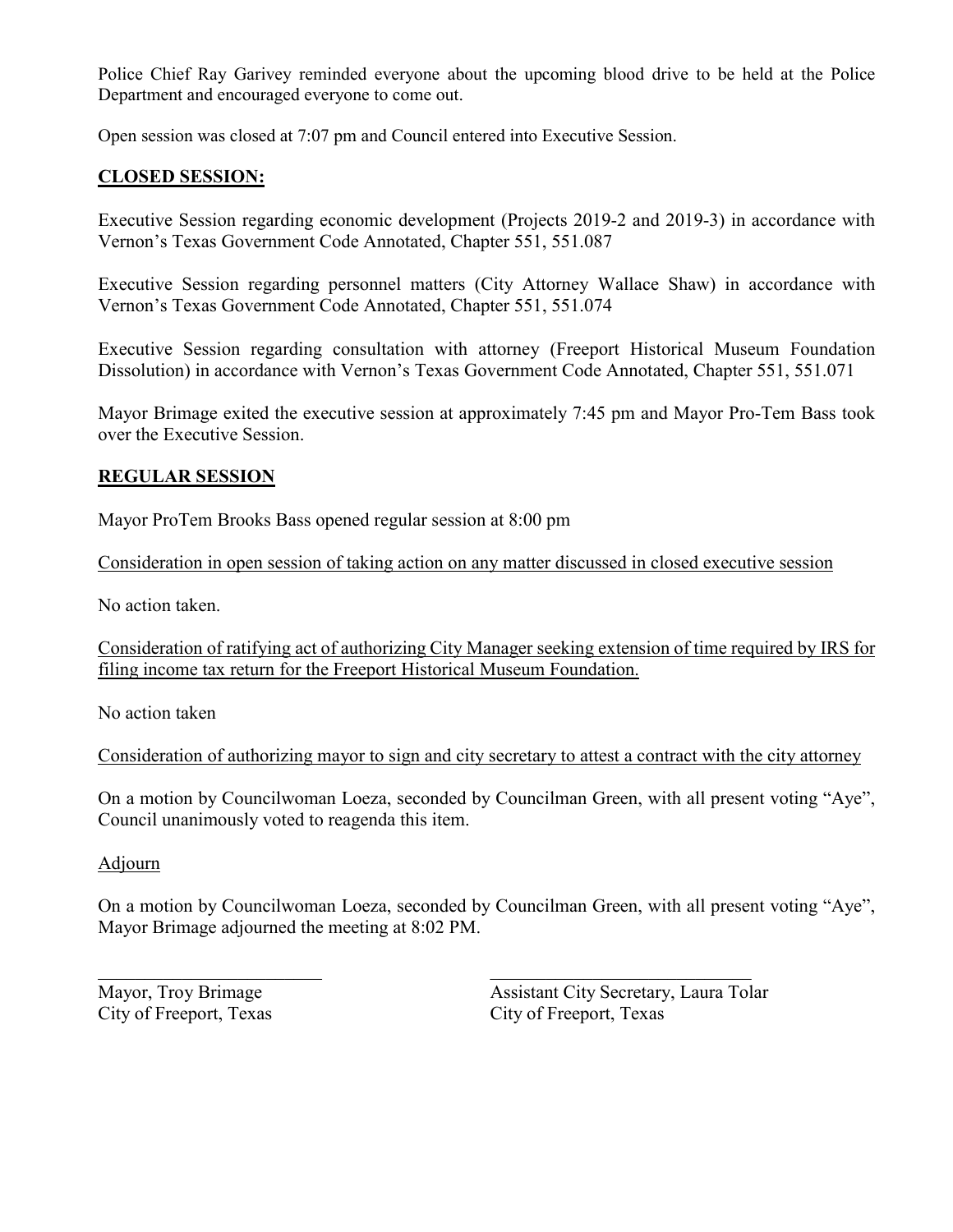Police Chief Ray Garivey reminded everyone about the upcoming blood drive to be held at the Police Department and encouraged everyone to come out.

Open session was closed at 7:07 pm and Council entered into Executive Session.

## CLOSED SESSION:

Executive Session regarding economic development (Projects 2019-2 and 2019-3) in accordance with Vernon's Texas Government Code Annotated, Chapter 551, 551.087

Executive Session regarding personnel matters (City Attorney Wallace Shaw) in accordance with Vernon's Texas Government Code Annotated, Chapter 551, 551.074

Executive Session regarding consultation with attorney (Freeport Historical Museum Foundation Dissolution) in accordance with Vernon's Texas Government Code Annotated, Chapter 551, 551.071

Mayor Brimage exited the executive session at approximately 7:45 pm and Mayor Pro-Tem Bass took over the Executive Session.

## REGULAR SESSION

Mayor ProTem Brooks Bass opened regular session at 8:00 pm

Consideration in open session of taking action on any matter discussed in closed executive session

No action taken.

Consideration of ratifying act of authorizing City Manager seeking extension of time required by IRS for filing income tax return for the Freeport Historical Museum Foundation.

No action taken

Consideration of authorizing mayor to sign and city secretary to attest a contract with the city attorney

On a motion by Councilwoman Loeza, seconded by Councilman Green, with all present voting "Aye", Council unanimously voted to reagenda this item.

Adjourn

On a motion by Councilwoman Loeza, seconded by Councilman Green, with all present voting "Aye", Mayor Brimage adjourned the meeting at 8:02 PM.

\_\_\_\_\_\_\_\_\_\_\_\_\_\_\_\_\_\_\_\_\_\_\_\_
Mayor, Troy Brimage
City of Freeport, Texas

\_\_\_\_\_\_\_\_\_\_\_\_\_\_\_\_\_\_\_\_\_\_\_\_
Assistant City Secretary, Laura Tolar
City of Freeport, Texas